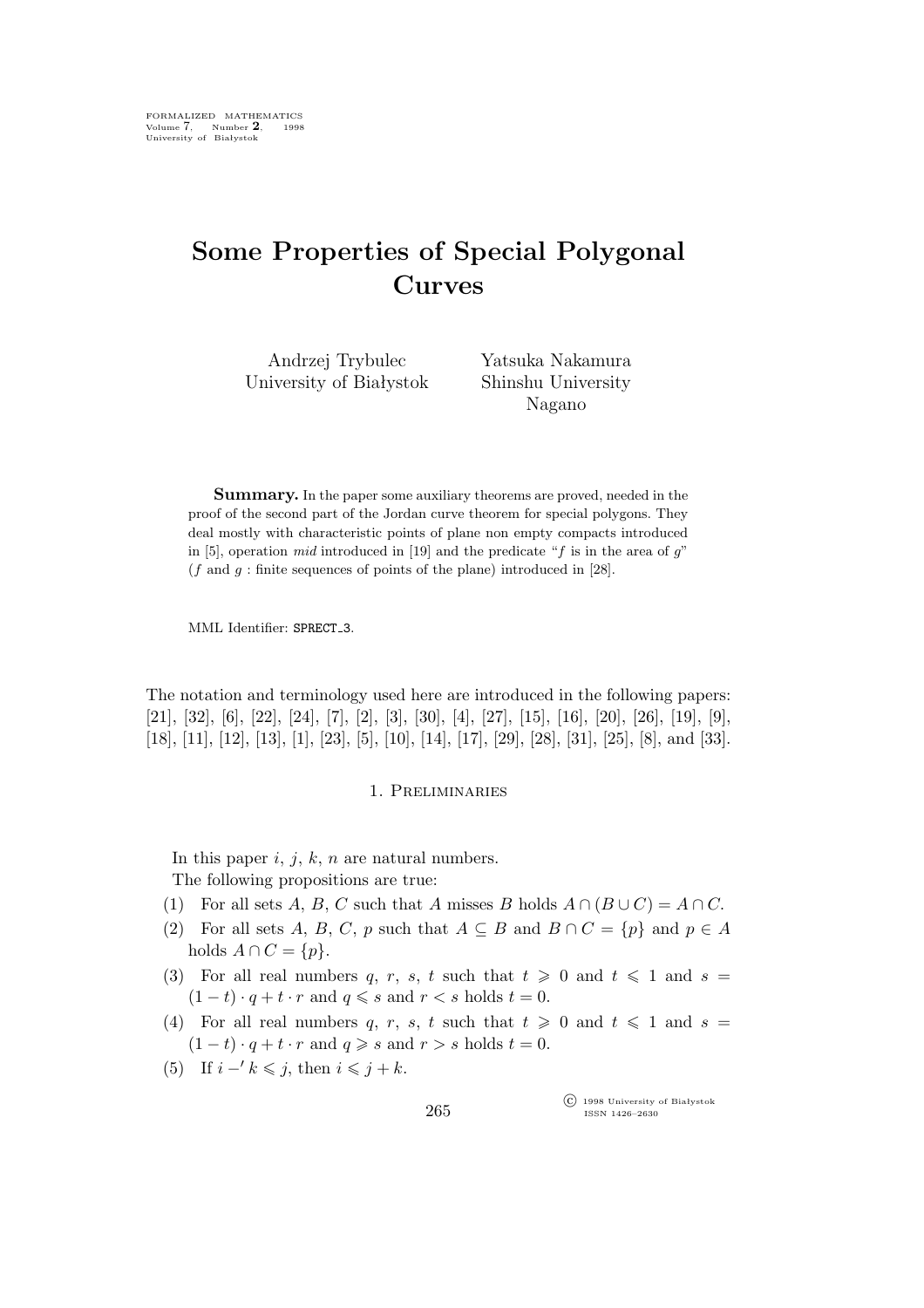# Some Properties of Special Polygonal Curves

Andrzej Trybulec
University of Białystok

Yatsuka Nakamura
Shinshu University
Nagano

**Summary.** In the paper some auxiliary theorems are proved, needed in the proof of the second part of the Jordan curve theorem for special polygons. They deal mostly with characteristic points of plane non empty compacts introduced in [5], operation *mid* introduced in [19] and the predicate "$f$ is in the area of $g$" ($f$ and $g$ : finite sequences of points of the plane) introduced in [28].

MML Identifier: SPRECT_3.

The notation and terminology used here are introduced in the following papers: [21], [32], [6], [22], [24], [7], [2], [3], [30], [4], [27], [15], [16], [20], [26], [19], [9], [18], [11], [12], [13], [1], [23], [5], [10], [14], [17], [29], [28], [31], [25], [8], and [33].

## 1. Preliminaries

In this paper $i$, $j$, $k$, $n$ are natural numbers.

The following propositions are true:

(1) For all sets $A$, $B$, $C$ such that $A$ misses $B$ holds $A \cap (B \cup C) = A \cap C$.

(2) For all sets $A$, $B$, $C$, $p$ such that $A \subseteq B$ and $B \cap C = \{p\}$ and $p \in A$ holds $A \cap C = \{p\}$.

(3) For all real numbers $q$, $r$, $s$, $t$ such that $t \geqslant 0$ and $t \leqslant 1$ and $s = (1-t) \cdot q + t \cdot r$ and $q \leqslant s$ and $r < s$ holds $t = 0$.

(4) For all real numbers $q$, $r$, $s$, $t$ such that $t \geqslant 0$ and $t \leqslant 1$ and $s = (1-t) \cdot q + t \cdot r$ and $q \geqslant s$ and $r > s$ holds $t = 0$.

(5) If $i -' k \leqslant j$, then $i \leqslant j + k$.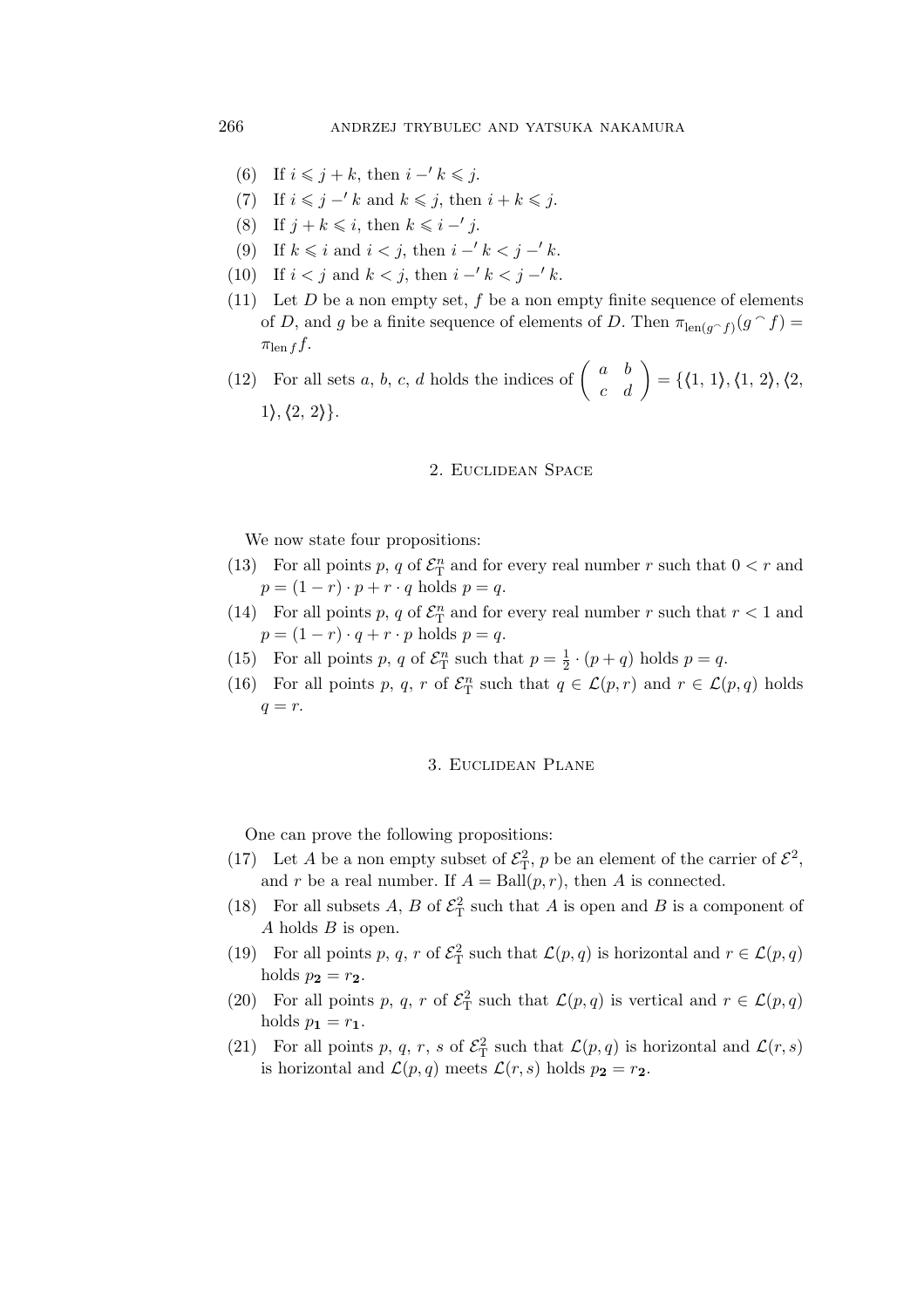(6) If $i \leqslant j + k$, then $i -' k \leqslant j$.

(7) If $i \leqslant j -' k$ and $k \leqslant j$, then $i + k \leqslant j$.

(8) If $j + k \leqslant i$, then $k \leqslant i -' j$.

(9) If $k \leqslant i$ and $i < j$, then $i -' k < j -' k$.

(10) If $i < j$ and $k < j$, then $i -' k < j -' k$.

(11) Let $D$ be a non empty set, $f$ be a non empty finite sequence of elements of $D$, and $g$ be a finite sequence of elements of $D$. Then $\pi_{\operatorname{len}(g \frown f)}(g \frown f) = \pi_{\operatorname{len} f} f$.

(12) For all sets $a$, $b$, $c$, $d$ holds the indices of $\begin{pmatrix} a & b \\ c & d \end{pmatrix} = \{\langle 1, 1\rangle, \langle 1, 2\rangle, \langle 2, 1\rangle, \langle 2, 2\rangle\}$.

## 2. Euclidean Space

We now state four propositions:

(13) For all points $p$, $q$ of $\mathcal{E}^n_{\mathrm{T}}$ and for every real number $r$ such that $0 < r$ and $p = (1 - r) \cdot p + r \cdot q$ holds $p = q$.

(14) For all points $p$, $q$ of $\mathcal{E}^n_{\mathrm{T}}$ and for every real number $r$ such that $r < 1$ and $p = (1 - r) \cdot q + r \cdot p$ holds $p = q$.

(15) For all points $p$, $q$ of $\mathcal{E}^n_{\mathrm{T}}$ such that $p = \frac{1}{2} \cdot (p + q)$ holds $p = q$.

(16) For all points $p$, $q$, $r$ of $\mathcal{E}^n_{\mathrm{T}}$ such that $q \in \mathcal{L}(p, r)$ and $r \in \mathcal{L}(p, q)$ holds $q = r$.

## 3. Euclidean Plane

One can prove the following propositions:

(17) Let $A$ be a non empty subset of $\mathcal{E}^2_{\mathrm{T}}$, $p$ be an element of the carrier of $\mathcal{E}^2$, and $r$ be a real number. If $A = \mathrm{Ball}(p, r)$, then $A$ is connected.

(18) For all subsets $A$, $B$ of $\mathcal{E}^2_{\mathrm{T}}$ such that $A$ is open and $B$ is a component of $A$ holds $B$ is open.

(19) For all points $p$, $q$, $r$ of $\mathcal{E}^2_{\mathrm{T}}$ such that $\mathcal{L}(p, q)$ is horizontal and $r \in \mathcal{L}(p, q)$ holds $p_{\mathbf{2}} = r_{\mathbf{2}}$.

(20) For all points $p$, $q$, $r$ of $\mathcal{E}^2_{\mathrm{T}}$ such that $\mathcal{L}(p, q)$ is vertical and $r \in \mathcal{L}(p, q)$ holds $p_{\mathbf{1}} = r_{\mathbf{1}}$.

(21) For all points $p$, $q$, $r$, $s$ of $\mathcal{E}^2_{\mathrm{T}}$ such that $\mathcal{L}(p, q)$ is horizontal and $\mathcal{L}(r, s)$ is horizontal and $\mathcal{L}(p, q)$ meets $\mathcal{L}(r, s)$ holds $p_{\mathbf{2}} = r_{\mathbf{2}}$.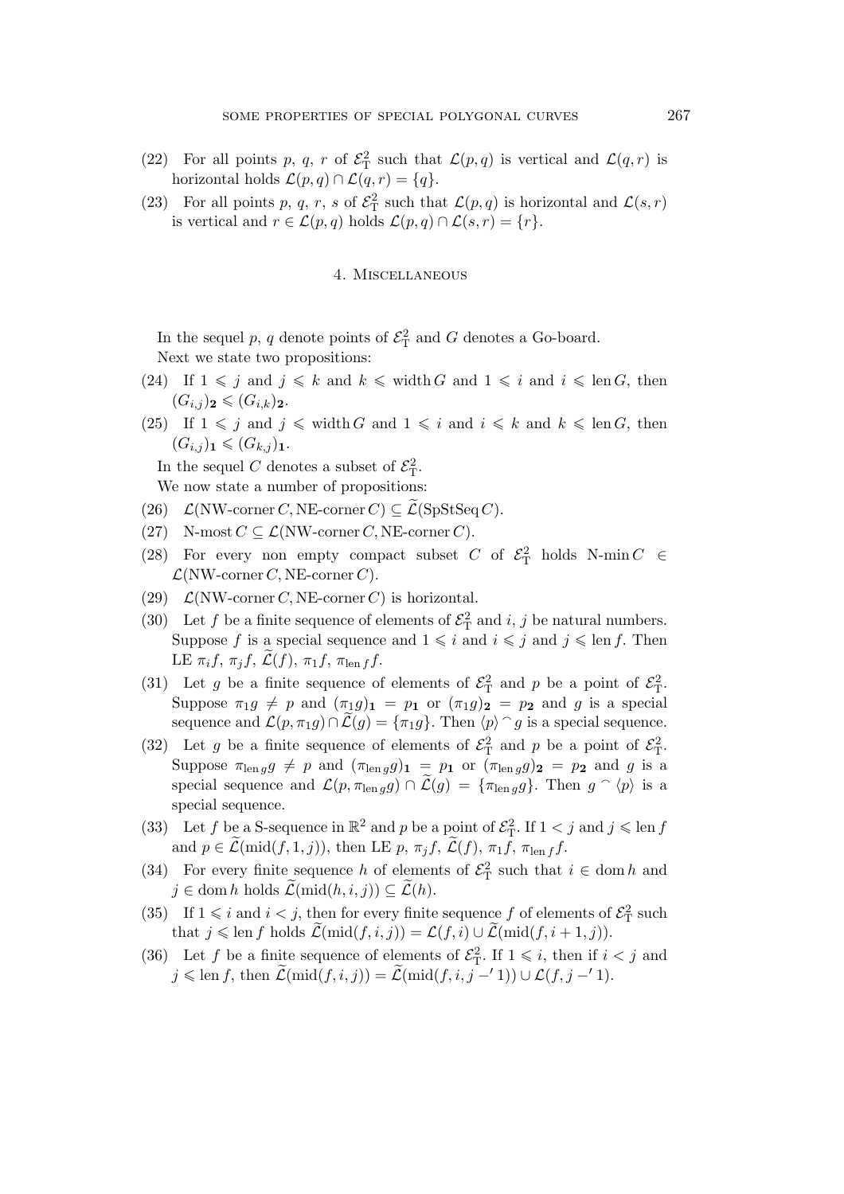(22) For all points $p$, $q$, $r$ of $\mathcal{E}^2_{\rm T}$ such that $\mathcal{L}(p,q)$ is vertical and $\mathcal{L}(q,r)$ is horizontal holds $\mathcal{L}(p,q) \cap \mathcal{L}(q,r) = \{q\}$.

(23) For all points $p$, $q$, $r$, $s$ of $\mathcal{E}^2_{\rm T}$ such that $\mathcal{L}(p,q)$ is horizontal and $\mathcal{L}(s,r)$ is vertical and $r \in \mathcal{L}(p,q)$ holds $\mathcal{L}(p,q) \cap \mathcal{L}(s,r) = \{r\}$.

## 4. Miscellaneous

In the sequel $p$, $q$ denote points of $\mathcal{E}^2_{\rm T}$ and $G$ denotes a Go-board.

Next we state two propositions:

(24) If $1 \leqslant j$ and $j \leqslant k$ and $k \leqslant \operatorname{width} G$ and $1 \leqslant i$ and $i \leqslant \operatorname{len} G$, then $(G_{i,j})_{\mathbf{2}} \leqslant (G_{i,k})_{\mathbf{2}}$.

(25) If $1 \leqslant j$ and $j \leqslant \operatorname{width} G$ and $1 \leqslant i$ and $i \leqslant k$ and $k \leqslant \operatorname{len} G$, then $(G_{i,j})_{\mathbf{1}} \leqslant (G_{k,j})_{\mathbf{1}}$.

In the sequel $C$ denotes a subset of $\mathcal{E}^2_{\rm T}$.

We now state a number of propositions:

(26) $\mathcal{L}(\text{NW-corner}\, C, \text{NE-corner}\, C) \subseteq \widetilde{\mathcal{L}}(\text{SpStSeq}\, C)$.

(27) $\text{N-most}\, C \subseteq \mathcal{L}(\text{NW-corner}\, C, \text{NE-corner}\, C)$.

(28) For every non empty compact subset $C$ of $\mathcal{E}^2_{\rm T}$ holds $\text{N-min}\, C \in \mathcal{L}(\text{NW-corner}\, C, \text{NE-corner}\, C)$.

(29) $\mathcal{L}(\text{NW-corner}\, C, \text{NE-corner}\, C)$ is horizontal.

(30) Let $f$ be a finite sequence of elements of $\mathcal{E}^2_{\rm T}$ and $i$, $j$ be natural numbers. Suppose $f$ is a special sequence and $1 \leqslant i$ and $i \leqslant j$ and $j \leqslant \operatorname{len} f$. Then LE $\pi_i f$, $\pi_j f$, $\widetilde{\mathcal{L}}(f)$, $\pi_1 f$, $\pi_{\operatorname{len} f} f$.

(31) Let $g$ be a finite sequence of elements of $\mathcal{E}^2_{\rm T}$ and $p$ be a point of $\mathcal{E}^2_{\rm T}$. Suppose $\pi_1 g \neq p$ and $(\pi_1 g)_{\mathbf{1}} = p_{\mathbf{1}}$ or $(\pi_1 g)_{\mathbf{2}} = p_{\mathbf{2}}$ and $g$ is a special sequence and $\mathcal{L}(p, \pi_1 g) \cap \widetilde{\mathcal{L}}(g) = \{\pi_1 g\}$. Then $\langle p \rangle \mathbin{^\frown} g$ is a special sequence.

(32) Let $g$ be a finite sequence of elements of $\mathcal{E}^2_{\rm T}$ and $p$ be a point of $\mathcal{E}^2_{\rm T}$. Suppose $\pi_{\operatorname{len} g} g \neq p$ and $(\pi_{\operatorname{len} g} g)_{\mathbf{1}} = p_{\mathbf{1}}$ or $(\pi_{\operatorname{len} g} g)_{\mathbf{2}} = p_{\mathbf{2}}$ and $g$ is a special sequence and $\mathcal{L}(p, \pi_{\operatorname{len} g} g) \cap \widetilde{\mathcal{L}}(g) = \{\pi_{\operatorname{len} g} g\}$. Then $g \mathbin{^\frown} \langle p \rangle$ is a special sequence.

(33) Let $f$ be a S-sequence in $\mathbb{R}^2$ and $p$ be a point of $\mathcal{E}^2_{\rm T}$. If $1 < j$ and $j \leqslant \operatorname{len} f$ and $p \in \widetilde{\mathcal{L}}(\operatorname{mid}(f, 1, j))$, then LE $p$, $\pi_j f$, $\widetilde{\mathcal{L}}(f)$, $\pi_1 f$, $\pi_{\operatorname{len} f} f$.

(34) For every finite sequence $h$ of elements of $\mathcal{E}^2_{\rm T}$ such that $i \in \operatorname{dom} h$ and $j \in \operatorname{dom} h$ holds $\widetilde{\mathcal{L}}(\operatorname{mid}(h, i, j)) \subseteq \widetilde{\mathcal{L}}(h)$.

(35) If $1 \leqslant i$ and $i < j$, then for every finite sequence $f$ of elements of $\mathcal{E}^2_{\rm T}$ such that $j \leqslant \operatorname{len} f$ holds $\widetilde{\mathcal{L}}(\operatorname{mid}(f, i, j)) = \mathcal{L}(f, i) \cup \widetilde{\mathcal{L}}(\operatorname{mid}(f, i+1, j))$.

(36) Let $f$ be a finite sequence of elements of $\mathcal{E}^2_{\rm T}$. If $1 \leqslant i$, then if $i < j$ and $j \leqslant \operatorname{len} f$, then $\widetilde{\mathcal{L}}(\operatorname{mid}(f, i, j)) = \widetilde{\mathcal{L}}(\operatorname{mid}(f, i, j -' 1)) \cup \mathcal{L}(f, j -' 1)$.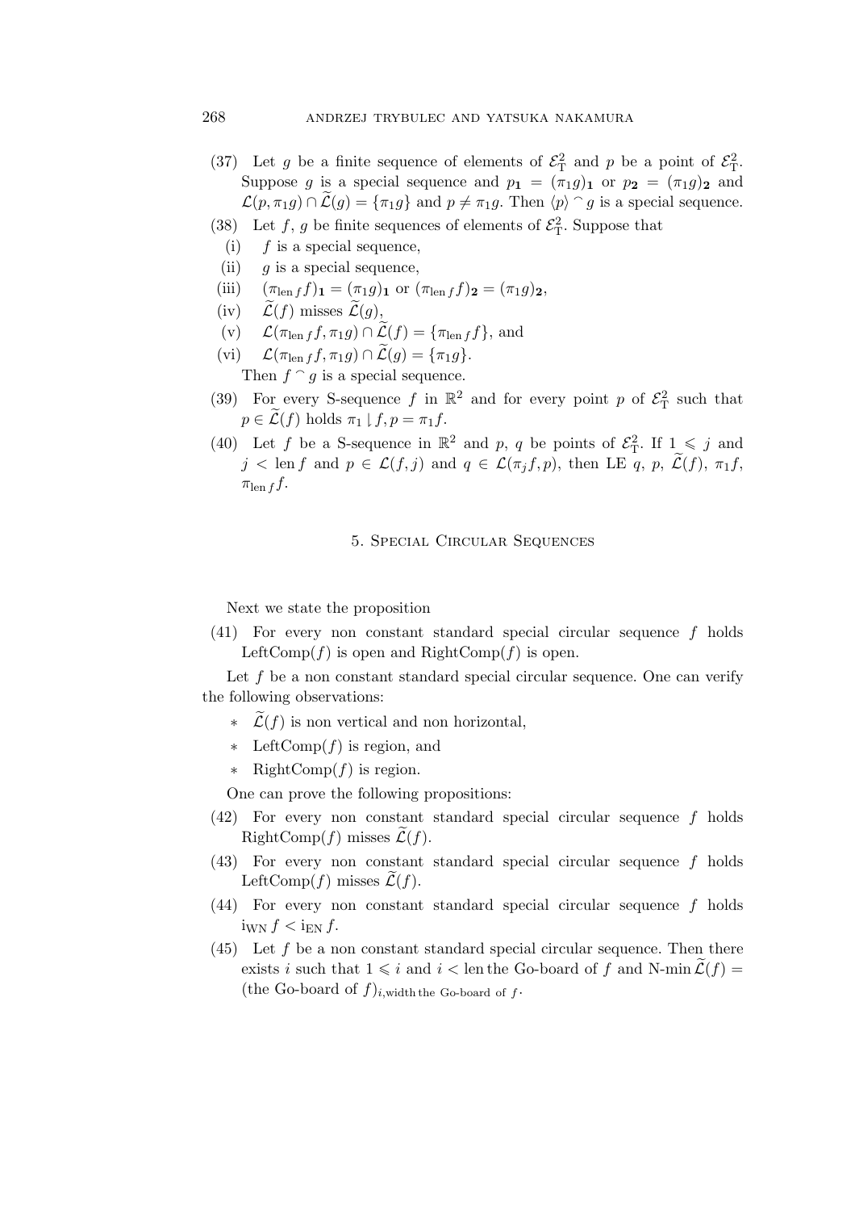(37) Let $g$ be a finite sequence of elements of $\mathcal{E}^2_{\rm T}$ and $p$ be a point of $\mathcal{E}^2_{\rm T}$. Suppose $g$ is a special sequence and $p_{\mathbf{1}} = (\pi_1 g)_{\mathbf{1}}$ or $p_{\mathbf{2}} = (\pi_1 g)_{\mathbf{2}}$ and $\mathcal{L}(p, \pi_1 g) \cap \widetilde{\mathcal{L}}(g) = \{\pi_1 g\}$ and $p \neq \pi_1 g$. Then $\langle p \rangle \frown g$ is a special sequence.

(38) Let $f$, $g$ be finite sequences of elements of $\mathcal{E}^2_{\rm T}$. Suppose that

- (i) $f$ is a special sequence,
- (ii) $g$ is a special sequence,
- (iii) $(\pi_{\mathrm{len}\, f} f)_{\mathbf{1}} = (\pi_1 g)_{\mathbf{1}}$ or $(\pi_{\mathrm{len}\, f} f)_{\mathbf{2}} = (\pi_1 g)_{\mathbf{2}}$,
- (iv) $\widetilde{\mathcal{L}}(f)$ misses $\widetilde{\mathcal{L}}(g)$,
- (v) $\mathcal{L}(\pi_{\mathrm{len}\, f} f, \pi_1 g) \cap \widetilde{\mathcal{L}}(f) = \{\pi_{\mathrm{len}\, f} f\}$, and
- (vi) $\mathcal{L}(\pi_{\mathrm{len}\, f} f, \pi_1 g) \cap \widetilde{\mathcal{L}}(g) = \{\pi_1 g\}$.

Then $f \frown g$ is a special sequence.

(39) For every S-sequence $f$ in $\mathbb{R}^2$ and for every point $p$ of $\mathcal{E}^2_{\rm T}$ such that $p \in \widetilde{\mathcal{L}}(f)$ holds $\pi_1 \downharpoonleft f, p = \pi_1 f$.

(40) Let $f$ be a S-sequence in $\mathbb{R}^2$ and $p$, $q$ be points of $\mathcal{E}^2_{\rm T}$. If $1 \leqslant j$ and $j < \mathrm{len}\, f$ and $p \in \mathcal{L}(f, j)$ and $q \in \mathcal{L}(\pi_j f, p)$, then LE $q$, $p$, $\widetilde{\mathcal{L}}(f)$, $\pi_1 f$, $\pi_{\mathrm{len}\, f} f$.

## 5. Special Circular Sequences

Next we state the proposition

(41) For every non constant standard special circular sequence $f$ holds LeftComp$(f)$ is open and RightComp$(f)$ is open.

Let $f$ be a non constant standard special circular sequence. One can verify the following observations:

- $\widetilde{\mathcal{L}}(f)$ is non vertical and non horizontal,
- LeftComp$(f)$ is region, and
- RightComp$(f)$ is region.

One can prove the following propositions:

(42) For every non constant standard special circular sequence $f$ holds RightComp$(f)$ misses $\widetilde{\mathcal{L}}(f)$.

(43) For every non constant standard special circular sequence $f$ holds LeftComp$(f)$ misses $\widetilde{\mathcal{L}}(f)$.

(44) For every non constant standard special circular sequence $f$ holds $\mathrm{i}_{\mathrm{WN}}\, f < \mathrm{i}_{\mathrm{EN}}\, f$.

(45) Let $f$ be a non constant standard special circular sequence. Then there exists $i$ such that $1 \leqslant i$ and $i < \mathrm{len}$ the Go-board of $f$ and N-min $\widetilde{\mathcal{L}}(f) =$ (the Go-board of $f)_{i, \mathrm{width\ the\ Go\text{-}board\ of}\ f}$.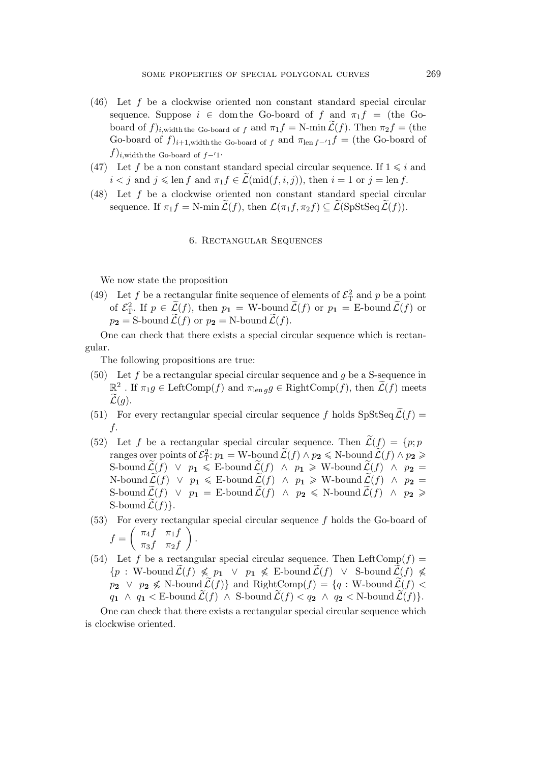(46) Let $f$ be a clockwise oriented non constant standard special circular sequence. Suppose $i \in \mathrm{dom}$ the Go-board of $f$ and $\pi_1 f =$ (the Go-board of $f)_{i,\text{width the Go-board of } f}$ and $\pi_1 f = \text{N-min}\, \widetilde{\mathcal{L}}(f)$. Then $\pi_2 f =$ (the Go-board of $f)_{i+1,\text{width the Go-board of } f}$ and $\pi_{\text{len}\, f - '1} f =$ (the Go-board of $f)_{i,\text{width the Go-board of } f - '1}$.

(47) Let $f$ be a non constant standard special circular sequence. If $1 \leqslant i$ and $i < j$ and $j \leqslant \text{len}\, f$ and $\pi_1 f \in \widetilde{\mathcal{L}}(\text{mid}(f, i, j))$, then $i = 1$ or $j = \text{len}\, f$.

(48) Let $f$ be a clockwise oriented non constant standard special circular sequence. If $\pi_1 f = \text{N-min}\, \widetilde{\mathcal{L}}(f)$, then $\mathcal{L}(\pi_1 f, \pi_2 f) \subseteq \widetilde{\mathcal{L}}(\text{SpStSeq}\, \widetilde{\mathcal{L}}(f))$.

## 6. Rectangular Sequences

We now state the proposition

(49) Let $f$ be a rectangular finite sequence of elements of $\mathcal{E}^2_{\mathrm{T}}$ and $p$ be a point of $\mathcal{E}^2_{\mathrm{T}}$. If $p \in \widetilde{\mathcal{L}}(f)$, then $p_{\mathbf{1}} = \text{W-bound}\, \widetilde{\mathcal{L}}(f)$ or $p_{\mathbf{1}} = \text{E-bound}\, \widetilde{\mathcal{L}}(f)$ or $p_{\mathbf{2}} = \text{S-bound}\, \widetilde{\mathcal{L}}(f)$ or $p_{\mathbf{2}} = \text{N-bound}\, \widetilde{\mathcal{L}}(f)$.

One can check that there exists a special circular sequence which is rectangular.

The following propositions are true:

(50) Let $f$ be a rectangular special circular sequence and $g$ be a S-sequence in $\mathbb{R}^2$. If $\pi_1 g \in \text{LeftComp}(f)$ and $\pi_{\text{len}\, g} g \in \text{RightComp}(f)$, then $\widetilde{\mathcal{L}}(f)$ meets $\widetilde{\mathcal{L}}(g)$.

(51) For every rectangular special circular sequence $f$ holds $\text{SpStSeq}\, \widetilde{\mathcal{L}}(f) = f$.

(52) Let $f$ be a rectangular special circular sequence. Then $\widetilde{\mathcal{L}}(f) = \{p; p$ ranges over points of $\mathcal{E}^2_{\mathrm{T}}$: $p_{\mathbf{1}} = \text{W-bound}\, \widetilde{\mathcal{L}}(f) \wedge p_{\mathbf{2}} \leqslant \text{N-bound}\, \widetilde{\mathcal{L}}(f) \wedge p_{\mathbf{2}} \geqslant \text{S-bound}\, \widetilde{\mathcal{L}}(f) \ \vee\ p_{\mathbf{1}} \leqslant \text{E-bound}\, \widetilde{\mathcal{L}}(f) \ \wedge\ p_{\mathbf{1}} \geqslant \text{W-bound}\, \widetilde{\mathcal{L}}(f) \ \wedge\ p_{\mathbf{2}} = \text{N-bound}\, \widetilde{\mathcal{L}}(f) \ \vee\ p_{\mathbf{1}} \leqslant \text{E-bound}\, \widetilde{\mathcal{L}}(f) \ \wedge\ p_{\mathbf{1}} \geqslant \text{W-bound}\, \widetilde{\mathcal{L}}(f) \ \wedge\ p_{\mathbf{2}} = \text{S-bound}\, \widetilde{\mathcal{L}}(f) \ \vee\ p_{\mathbf{1}} = \text{E-bound}\, \widetilde{\mathcal{L}}(f) \ \wedge\ p_{\mathbf{2}} \leqslant \text{N-bound}\, \widetilde{\mathcal{L}}(f) \ \wedge\ p_{\mathbf{2}} \geqslant \text{S-bound}\, \widetilde{\mathcal{L}}(f)\}$.

(53) For every rectangular special circular sequence $f$ holds the Go-board of $f = \begin{pmatrix} \pi_4 f & \pi_1 f \\ \pi_3 f & \pi_2 f \end{pmatrix}$.

(54) Let $f$ be a rectangular special circular sequence. Then $\text{LeftComp}(f) = \{p : \text{W-bound}\, \widetilde{\mathcal{L}}(f) \not\leqslant p_{\mathbf{1}} \ \vee\ p_{\mathbf{1}} \not\leqslant \text{E-bound}\, \widetilde{\mathcal{L}}(f) \ \vee\ \text{S-bound}\, \widetilde{\mathcal{L}}(f) \not\leqslant p_{\mathbf{2}} \ \vee\ p_{\mathbf{2}} \not\leqslant \text{N-bound}\, \widetilde{\mathcal{L}}(f)\}$ and $\text{RightComp}(f) = \{q : \text{W-bound}\, \widetilde{\mathcal{L}}(f) < q_{\mathbf{1}} \ \wedge\ q_{\mathbf{1}} < \text{E-bound}\, \widetilde{\mathcal{L}}(f) \ \wedge\ \text{S-bound}\, \widetilde{\mathcal{L}}(f) < q_{\mathbf{2}} \ \wedge\ q_{\mathbf{2}} < \text{N-bound}\, \widetilde{\mathcal{L}}(f)\}$.

One can check that there exists a rectangular special circular sequence which is clockwise oriented.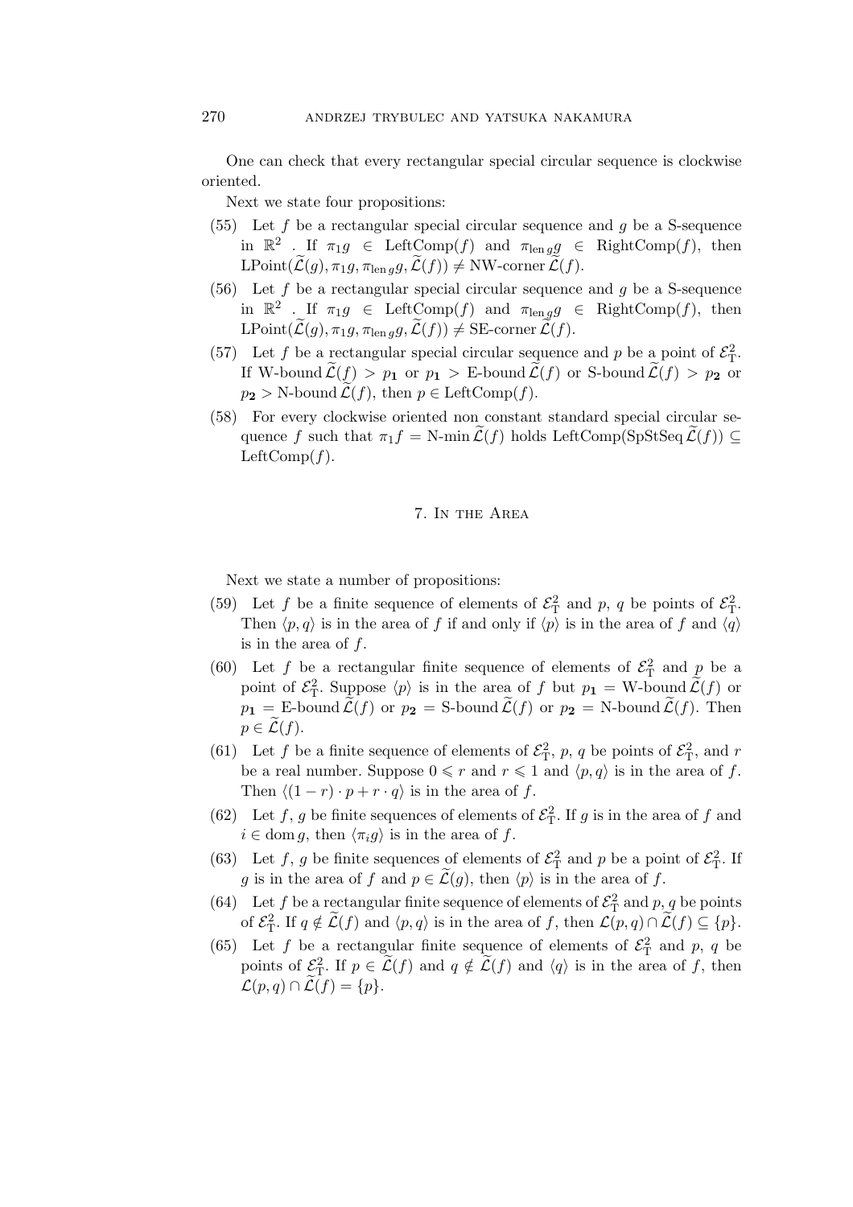One can check that every rectangular special circular sequence is clockwise oriented.

Next we state four propositions:

(55) Let $f$ be a rectangular special circular sequence and $g$ be a S-sequence in $\mathbb{R}^2$ . If $\pi_1 g \in \mathrm{LeftComp}(f)$ and $\pi_{\mathrm{len}\, g} g \in \mathrm{RightComp}(f)$, then $\mathrm{LPoint}(\widetilde{\mathcal{L}}(g), \pi_1 g, \pi_{\mathrm{len}\, g} g, \widetilde{\mathcal{L}}(f)) \neq \text{NW-corner}\, \widetilde{\mathcal{L}}(f)$.

(56) Let $f$ be a rectangular special circular sequence and $g$ be a S-sequence in $\mathbb{R}^2$ . If $\pi_1 g \in \mathrm{LeftComp}(f)$ and $\pi_{\mathrm{len}\, g} g \in \mathrm{RightComp}(f)$, then $\mathrm{LPoint}(\widetilde{\mathcal{L}}(g), \pi_1 g, \pi_{\mathrm{len}\, g} g, \widetilde{\mathcal{L}}(f)) \neq \text{SE-corner}\, \widetilde{\mathcal{L}}(f)$.

(57) Let $f$ be a rectangular special circular sequence and $p$ be a point of $\mathcal{E}^2_{\mathrm{T}}$. If $\text{W-bound}\, \widetilde{\mathcal{L}}(f) > p_{\mathbf{1}}$ or $p_{\mathbf{1}} > \text{E-bound}\, \widetilde{\mathcal{L}}(f)$ or $\text{S-bound}\, \widetilde{\mathcal{L}}(f) > p_{\mathbf{2}}$ or $p_{\mathbf{2}} > \text{N-bound}\, \widetilde{\mathcal{L}}(f)$, then $p \in \mathrm{LeftComp}(f)$.

(58) For every clockwise oriented non constant standard special circular sequence $f$ such that $\pi_1 f = \text{N-min}\, \widetilde{\mathcal{L}}(f)$ holds $\mathrm{LeftComp}(\mathrm{SpStSeq}\, \widetilde{\mathcal{L}}(f)) \subseteq \mathrm{LeftComp}(f)$.

## 7. In the Area

Next we state a number of propositions:

(59) Let $f$ be a finite sequence of elements of $\mathcal{E}^2_{\mathrm{T}}$ and $p$, $q$ be points of $\mathcal{E}^2_{\mathrm{T}}$. Then $\langle p, q \rangle$ is in the area of $f$ if and only if $\langle p \rangle$ is in the area of $f$ and $\langle q \rangle$ is in the area of $f$.

(60) Let $f$ be a rectangular finite sequence of elements of $\mathcal{E}^2_{\mathrm{T}}$ and $p$ be a point of $\mathcal{E}^2_{\mathrm{T}}$. Suppose $\langle p \rangle$ is in the area of $f$ but $p_{\mathbf{1}} = \text{W-bound}\, \widetilde{\mathcal{L}}(f)$ or $p_{\mathbf{1}} = \text{E-bound}\, \widetilde{\mathcal{L}}(f)$ or $p_{\mathbf{2}} = \text{S-bound}\, \widetilde{\mathcal{L}}(f)$ or $p_{\mathbf{2}} = \text{N-bound}\, \widetilde{\mathcal{L}}(f)$. Then $p \in \widetilde{\mathcal{L}}(f)$.

(61) Let $f$ be a finite sequence of elements of $\mathcal{E}^2_{\mathrm{T}}$, $p$, $q$ be points of $\mathcal{E}^2_{\mathrm{T}}$, and $r$ be a real number. Suppose $0 \leqslant r$ and $r \leqslant 1$ and $\langle p, q \rangle$ is in the area of $f$. Then $\langle (1 - r) \cdot p + r \cdot q \rangle$ is in the area of $f$.

(62) Let $f$, $g$ be finite sequences of elements of $\mathcal{E}^2_{\mathrm{T}}$. If $g$ is in the area of $f$ and $i \in \mathrm{dom}\, g$, then $\langle \pi_i g \rangle$ is in the area of $f$.

(63) Let $f$, $g$ be finite sequences of elements of $\mathcal{E}^2_{\mathrm{T}}$ and $p$ be a point of $\mathcal{E}^2_{\mathrm{T}}$. If $g$ is in the area of $f$ and $p \in \widetilde{\mathcal{L}}(g)$, then $\langle p \rangle$ is in the area of $f$.

(64) Let $f$ be a rectangular finite sequence of elements of $\mathcal{E}^2_{\mathrm{T}}$ and $p$, $q$ be points of $\mathcal{E}^2_{\mathrm{T}}$. If $q \notin \widetilde{\mathcal{L}}(f)$ and $\langle p, q \rangle$ is in the area of $f$, then $\mathcal{L}(p, q) \cap \widetilde{\mathcal{L}}(f) \subseteq \{p\}$.

(65) Let $f$ be a rectangular finite sequence of elements of $\mathcal{E}^2_{\mathrm{T}}$ and $p$, $q$ be points of $\mathcal{E}^2_{\mathrm{T}}$. If $p \in \widetilde{\mathcal{L}}(f)$ and $q \notin \widetilde{\mathcal{L}}(f)$ and $\langle q \rangle$ is in the area of $f$, then $\mathcal{L}(p, q) \cap \widetilde{\mathcal{L}}(f) = \{p\}$.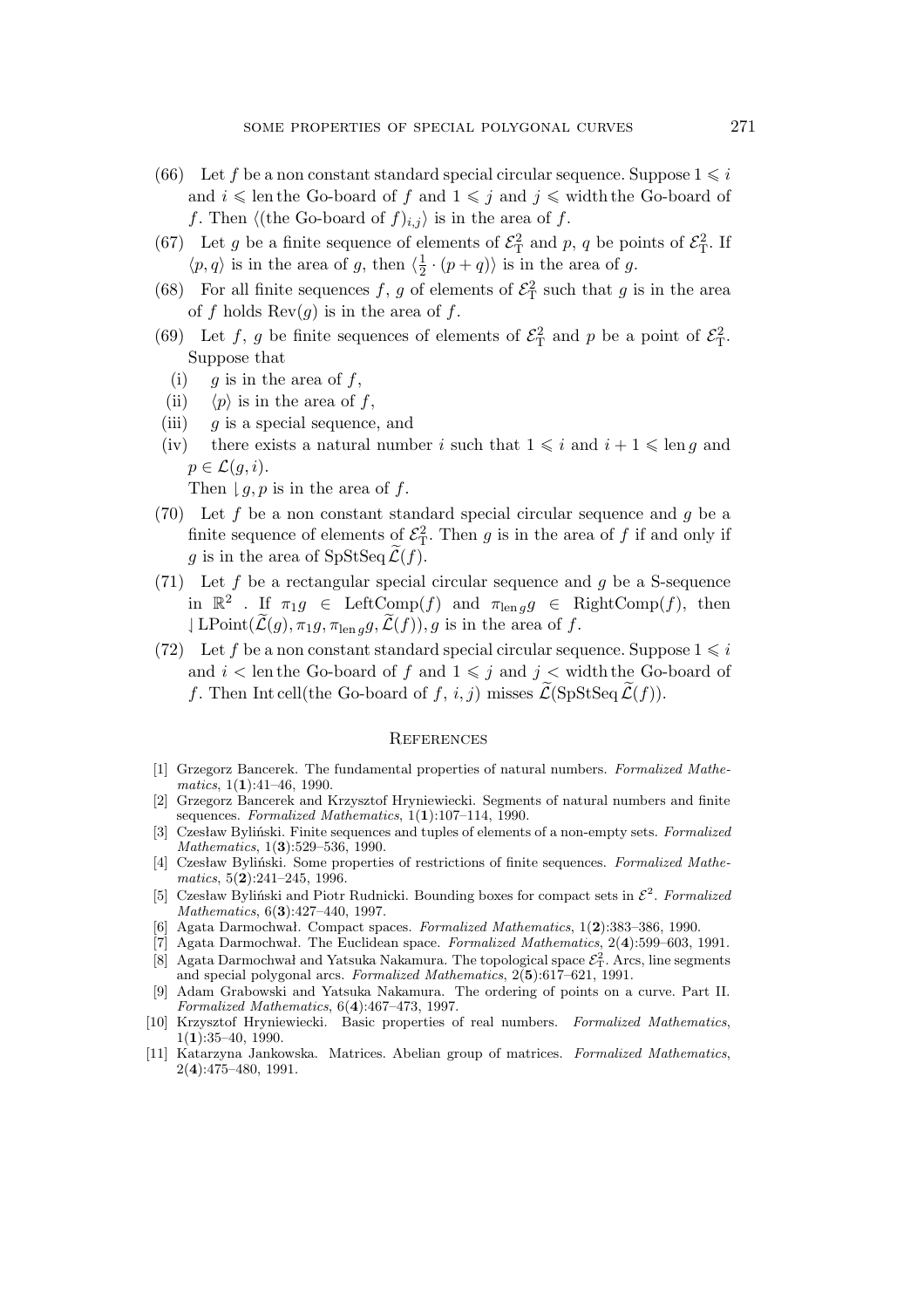(66) Let $f$ be a non constant standard special circular sequence. Suppose $1 \leqslant i$ and $i \leqslant \text{len}$ the Go-board of $f$ and $1 \leqslant j$ and $j \leqslant \text{width}$ the Go-board of $f$. Then $\langle(\text{the Go-board of } f)_{i,j}\rangle$ is in the area of $f$.

(67) Let $g$ be a finite sequence of elements of $\mathcal{E}^2_{\mathrm{T}}$ and $p$, $q$ be points of $\mathcal{E}^2_{\mathrm{T}}$. If $\langle p, q\rangle$ is in the area of $g$, then $\langle \frac{1}{2} \cdot (p + q)\rangle$ is in the area of $g$.

(68) For all finite sequences $f$, $g$ of elements of $\mathcal{E}^2_{\mathrm{T}}$ such that $g$ is in the area of $f$ holds $\mathrm{Rev}(g)$ is in the area of $f$.

(69) Let $f$, $g$ be finite sequences of elements of $\mathcal{E}^2_{\mathrm{T}}$ and $p$ be a point of $\mathcal{E}^2_{\mathrm{T}}$. Suppose that

- (i) $g$ is in the area of $f$,
- (ii) $\langle p\rangle$ is in the area of $f$,
- (iii) $g$ is a special sequence, and
- (iv) there exists a natural number $i$ such that $1 \leqslant i$ and $i + 1 \leqslant \text{len}\, g$ and $p \in \mathcal{L}(g, i)$.

Then $\downharpoonleft g, p$ is in the area of $f$.

(70) Let $f$ be a non constant standard special circular sequence and $g$ be a finite sequence of elements of $\mathcal{E}^2_{\mathrm{T}}$. Then $g$ is in the area of $f$ if and only if $g$ is in the area of $\mathrm{SpStSeq}\,\widetilde{\mathcal{L}}(f)$.

(71) Let $f$ be a rectangular special circular sequence and $g$ be a S-sequence in $\mathbb{R}^2$ . If $\pi_1 g \in \mathrm{LeftComp}(f)$ and $\pi_{\text{len}\, g} g \in \mathrm{RightComp}(f)$, then $\downharpoonleft \mathrm{LPoint}(\widetilde{\mathcal{L}}(g), \pi_1 g, \pi_{\text{len}\, g} g, \widetilde{\mathcal{L}}(f)), g$ is in the area of $f$.

(72) Let $f$ be a non constant standard special circular sequence. Suppose $1 \leqslant i$ and $i < \text{len}$ the Go-board of $f$ and $1 \leqslant j$ and $j < \text{width}$ the Go-board of $f$. Then $\mathrm{Int}\,\mathrm{cell}(\text{the Go-board of } f, i, j)$ misses $\widetilde{\mathcal{L}}(\mathrm{SpStSeq}\,\widetilde{\mathcal{L}}(f))$.

## References

[1] Grzegorz Bancerek. The fundamental properties of natural numbers. *Formalized Mathematics*, 1(**1**):41–46, 1990.

[2] Grzegorz Bancerek and Krzysztof Hryniewiecki. Segments of natural numbers and finite sequences. *Formalized Mathematics*, 1(**1**):107–114, 1990.

[3] Czesław Byliński. Finite sequences and tuples of elements of a non-empty sets. *Formalized Mathematics*, 1(**3**):529–536, 1990.

[4] Czesław Byliński. Some properties of restrictions of finite sequences. *Formalized Mathematics*, 5(**2**):241–245, 1996.

[5] Czesław Byliński and Piotr Rudnicki. Bounding boxes for compact sets in $\mathcal{E}^2$. *Formalized Mathematics*, 6(**3**):427–440, 1997.

[6] Agata Darmochwał. Compact spaces. *Formalized Mathematics*, 1(**2**):383–386, 1990.

[7] Agata Darmochwał. The Euclidean space. *Formalized Mathematics*, 2(**4**):599–603, 1991.

[8] Agata Darmochwał and Yatsuka Nakamura. The topological space $\mathcal{E}^2_{\mathrm{T}}$. Arcs, line segments and special polygonal arcs. *Formalized Mathematics*, 2(**5**):617–621, 1991.

[9] Adam Grabowski and Yatsuka Nakamura. The ordering of points on a curve. Part II. *Formalized Mathematics*, 6(**4**):467–473, 1997.

[10] Krzysztof Hryniewiecki. Basic properties of real numbers. *Formalized Mathematics*, 1(**1**):35–40, 1990.

[11] Katarzyna Jankowska. Matrices. Abelian group of matrices. *Formalized Mathematics*, 2(**4**):475–480, 1991.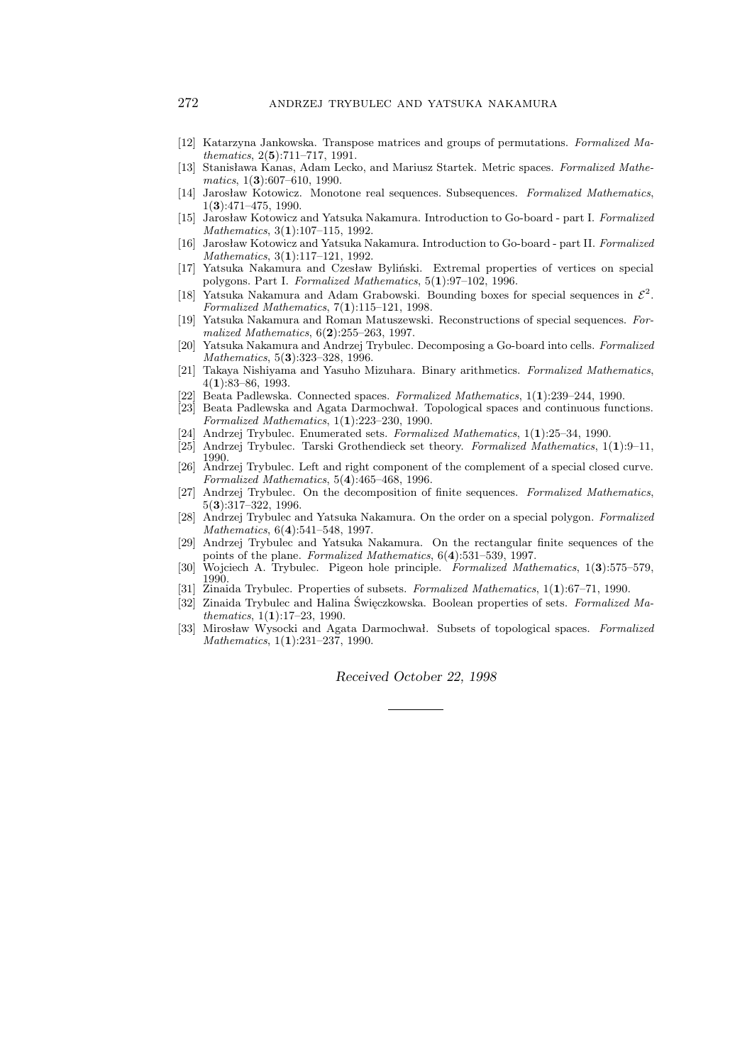[12] Katarzyna Jankowska. Transpose matrices and groups of permutations. *Formalized Mathematics*, 2(**5**):711–717, 1991.

[13] Stanisława Kanas, Adam Lecko, and Mariusz Startek. Metric spaces. *Formalized Mathematics*, 1(**3**):607–610, 1990.

[14] Jarosław Kotowicz. Monotone real sequences. Subsequences. *Formalized Mathematics*, 1(**3**):471–475, 1990.

[15] Jarosław Kotowicz and Yatsuka Nakamura. Introduction to Go-board - part I. *Formalized Mathematics*, 3(**1**):107–115, 1992.

[16] Jarosław Kotowicz and Yatsuka Nakamura. Introduction to Go-board - part II. *Formalized Mathematics*, 3(**1**):117–121, 1992.

[17] Yatsuka Nakamura and Czesław Byliński. Extremal properties of vertices on special polygons. Part I. *Formalized Mathematics*, 5(**1**):97–102, 1996.

[18] Yatsuka Nakamura and Adam Grabowski. Bounding boxes for special sequences in $\mathcal{E}^2$. *Formalized Mathematics*, 7(**1**):115–121, 1998.

[19] Yatsuka Nakamura and Roman Matuszewski. Reconstructions of special sequences. *Formalized Mathematics*, 6(**2**):255–263, 1997.

[20] Yatsuka Nakamura and Andrzej Trybulec. Decomposing a Go-board into cells. *Formalized Mathematics*, 5(**3**):323–328, 1996.

[21] Takaya Nishiyama and Yasuho Mizuhara. Binary arithmetics. *Formalized Mathematics*, 4(**1**):83–86, 1993.

[22] Beata Padlewska. Connected spaces. *Formalized Mathematics*, 1(**1**):239–244, 1990.

[23] Beata Padlewska and Agata Darmochwał. Topological spaces and continuous functions. *Formalized Mathematics*, 1(**1**):223–230, 1990.

[24] Andrzej Trybulec. Enumerated sets. *Formalized Mathematics*, 1(**1**):25–34, 1990.

[25] Andrzej Trybulec. Tarski Grothendieck set theory. *Formalized Mathematics*, 1(**1**):9–11, 1990.

[26] Andrzej Trybulec. Left and right component of the complement of a special closed curve. *Formalized Mathematics*, 5(**4**):465–468, 1996.

[27] Andrzej Trybulec. On the decomposition of finite sequences. *Formalized Mathematics*, 5(**3**):317–322, 1996.

[28] Andrzej Trybulec and Yatsuka Nakamura. On the order on a special polygon. *Formalized Mathematics*, 6(**4**):541–548, 1997.

[29] Andrzej Trybulec and Yatsuka Nakamura. On the rectangular finite sequences of the points of the plane. *Formalized Mathematics*, 6(**4**):531–539, 1997.

[30] Wojciech A. Trybulec. Pigeon hole principle. *Formalized Mathematics*, 1(**3**):575–579, 1990.

[31] Zinaida Trybulec. Properties of subsets. *Formalized Mathematics*, 1(**1**):67–71, 1990.

[32] Zinaida Trybulec and Halina Święczkowska. Boolean properties of sets. *Formalized Mathematics*, 1(**1**):17–23, 1990.

[33] Mirosław Wysocki and Agata Darmochwał. Subsets of topological spaces. *Formalized Mathematics*, 1(**1**):231–237, 1990.

*Received October 22, 1998*